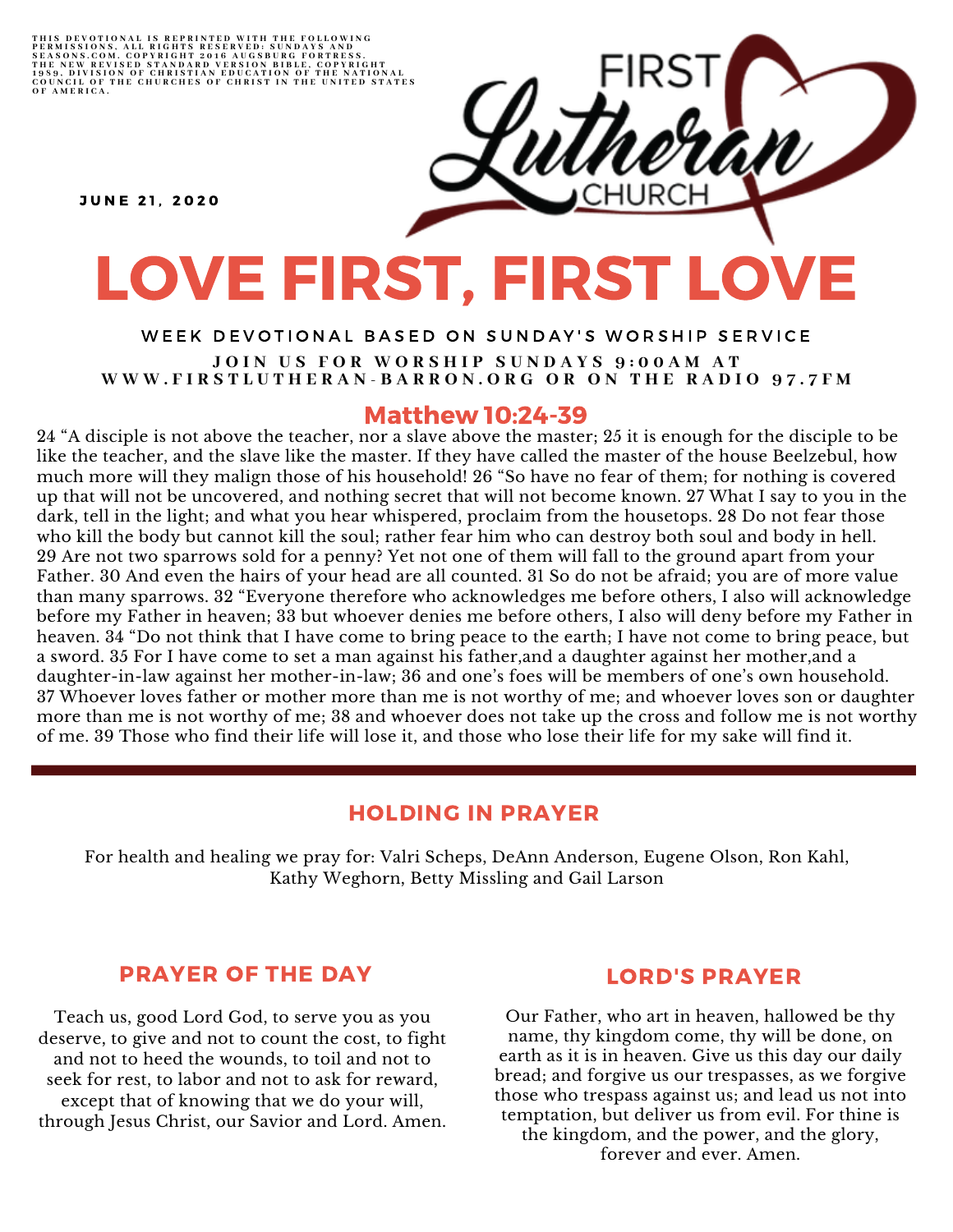THIS DEVOTIONAL IS REPRINTED WITH THE FOLLOWING PERMISSIONS. ALL RIGHTS RESERVED: SUNDAYS AND SEASONS.COM. COPYRIGHT 2016 AUGSBURG FORTRESS. THE NEW REVISED STANDARD VERSION BIBLE, COPYRIGHT 1989, DIVISION OF CHRISTIAN EDUCATION OF THE NATIONAL COUNCIL OF THE CHURCHES OF CHRIST IN THE UNITED STATES OF AMERICA.

FIRST Lutheran CHURCH

JUNE 21, 2020

# LOVE FIRST, FIRST LOVE

WEEK DEVOTIONAL BASED ON SUNDAY'S WORSHIP SERVICE

JOIN US FOR WORSHIP SUNDAYS 9:00AM AT WWW.FIRSTLUTHERAN-BARRON.ORG OR ON THE RADIO 97.7FM

## Matthew 10:24-39

24 "A disciple is not above the teacher, nor a slave above the master; 25 it is enough for the disciple to be like the teacher, and the slave like the master. If they have called the master of the house Beelzebul, how much more will they malign those of his household! 26 "So have no fear of them; for nothing is covered up that will not be uncovered, and nothing secret that will not become known. 27 What I say to you in the dark, tell in the light; and what you hear whispered, proclaim from the housetops. 28 Do not fear those who kill the body but cannot kill the soul; rather fear him who can destroy both soul and body in hell. 29 Are not two sparrows sold for a penny? Yet not one of them will fall to the ground apart from your Father. 30 And even the hairs of your head are all counted. 31 So do not be afraid; you are of more value than many sparrows. 32 "Everyone therefore who acknowledges me before others, I also will acknowledge before my Father in heaven; 33 but whoever denies me before others, I also will deny before my Father in heaven. 34 "Do not think that I have come to bring peace to the earth; I have not come to bring peace, but a sword. 35 For I have come to set a man against his father,and a daughter against her mother,and a daughter-in-law against her mother-in-law; 36 and one's foes will be members of one's own household. 37 Whoever loves father or mother more than me is not worthy of me; and whoever loves son or daughter more than me is not worthy of me; 38 and whoever does not take up the cross and follow me is not worthy of me. 39 Those who find their life will lose it, and those who lose their life for my sake will find it.

---

## HOLDING IN PRAYER

For health and healing we pray for: Valri Scheps, DeAnn Anderson, Eugene Olson, Ron Kahl, Kathy Weghorn, Betty Missling and Gail Larson

## PRAYER OF THE DAY

Teach us, good Lord God, to serve you as you deserve, to give and not to count the cost, to fight and not to heed the wounds, to toil and not to seek for rest, to labor and not to ask for reward, except that of knowing that we do your will, through Jesus Christ, our Savior and Lord. Amen.

## LORD'S PRAYER

Our Father, who art in heaven, hallowed be thy name, thy kingdom come, thy will be done, on earth as it is in heaven. Give us this day our daily bread; and forgive us our trespasses, as we forgive those who trespass against us; and lead us not into temptation, but deliver us from evil. For thine is the kingdom, and the power, and the glory, forever and ever. Amen.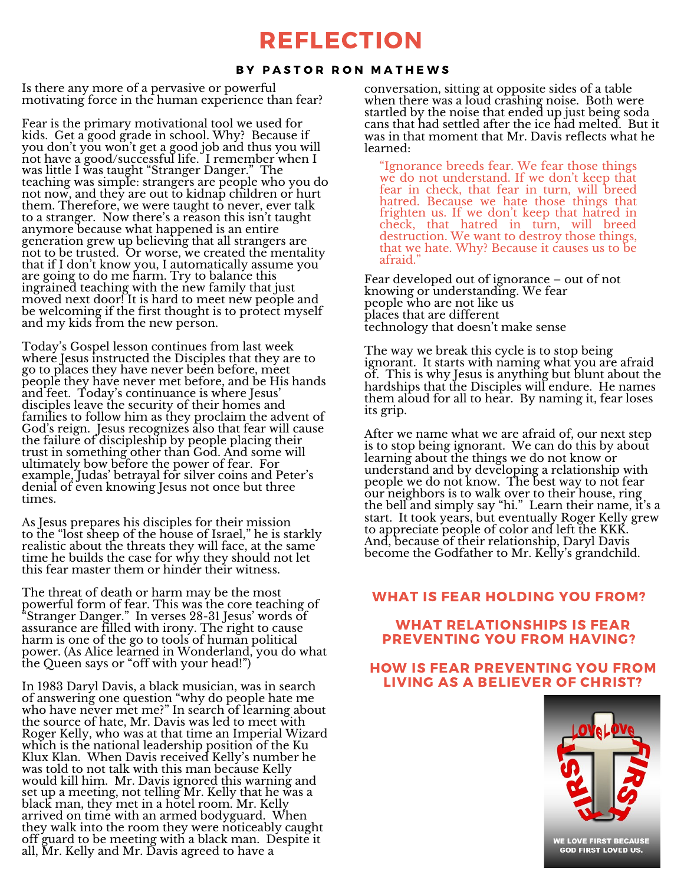# REFLECTION

### BY PASTOR RON MATHEWS

Is there any more of a pervasive or powerful motivating force in the human experience than fear?

Fear is the primary motivational tool we used for kids. Get a good grade in school. Why? Because if you don't you won't get a good job and thus you will not have a good/successful life. I remember when I was little I was taught "Stranger Danger." The teaching was simple: strangers are people who you do not now, and they are out to kidnap children or hurt them. Therefore, we were taught to never, ever talk to a stranger. Now there's a reason this isn't taught anymore because what happened is an entire generation grew up believing that all strangers are not to be trusted. Or worse, we created the mentality that if I don't know you, I automatically assume you are going to do me harm. Try to balance this ingrained teaching with the new family that just moved next door! It is hard to meet new people and be welcoming if the first thought is to protect myself and my kids from the new person.

Today's Gospel lesson continues from last week where Jesus instructed the Disciples that they are to go to places they have never been before, meet people they have never met before, and be His hands and feet. Today's continuance is where Jesus' disciples leave the security of their homes and families to follow him as they proclaim the advent of God's reign. Jesus recognizes also that fear will cause the failure of discipleship by people placing their trust in something other than God. And some will ultimately bow before the power of fear. For example, Judas' betrayal for silver coins and Peter's denial of even knowing Jesus not once but three times.

As Jesus prepares his disciples for their mission to the "lost sheep of the house of Israel," he is starkly realistic about the threats they will face, at the same time he builds the case for why they should not let this fear master them or hinder their witness.

The threat of death or harm may be the most powerful form of fear. This was the core teaching of "Stranger Danger." In verses 28-31 Jesus' words of assurance are filled with irony. The right to cause harm is one of the go to tools of human political power. (As Alice learned in Wonderland, you do what the Queen says or "off with your head!")

In 1983 Daryl Davis, a black musician, was in search of answering one question "why do people hate me who have never met me?" In search of learning about the source of hate, Mr. Davis was led to meet with Roger Kelly, who was at that time an Imperial Wizard which is the national leadership position of the Ku Klux Klan. When Davis received Kelly's number he was told to not talk with this man because Kelly would kill him. Mr. Davis ignored this warning and set up a meeting, not telling Mr. Kelly that he was a black man, they met in a hotel room. Mr. Kelly arrived on time with an armed bodyguard. When they walk into the room they were noticeably caught off guard to be meeting with a black man. Despite it all, Mr. Kelly and Mr. Davis agreed to have a conversation, sitting at opposite sides of a table when there was a loud crashing noise. Both were startled by the noise that ended up just being soda cans that had settled after the ice had melted. But it was in that moment that Mr. Davis reflects what he learned:

> "Ignorance breeds fear. We fear those things we do not understand. If we don't keep that fear in check, that fear in turn, will breed hatred. Because we hate those things that frighten us. If we don't keep that hatred in check, that hatred in turn, will breed destruction. We want to destroy those things, that we hate. Why? Because it causes us to be afraid."

Fear developed out of ignorance – out of not knowing or understanding. We fear
people who are not like us
places that are different
technology that doesn't make sense

The way we break this cycle is to stop being ignorant. It starts with naming what you are afraid of. This is why Jesus is anything but blunt about the hardships that the Disciples will endure. He names them aloud for all to hear. By naming it, fear loses its grip.

After we name what we are afraid of, our next step is to stop being ignorant. We can do this by about learning about the things we do not know or understand and by developing a relationship with people we do not know. The best way to not fear our neighbors is to walk over to their house, ring the bell and simply say "hi." Learn their name, it's a start. It took years, but eventually Roger Kelly grew to appreciate people of color and left the KKK. And, because of their relationship, Daryl Davis become the Godfather to Mr. Kelly's grandchild.

**WHAT IS FEAR HOLDING YOU FROM?**

**WHAT RELATIONSHIPS IS FEAR PREVENTING YOU FROM HAVING?**

**HOW IS FEAR PREVENTING YOU FROM LIVING AS A BELIEVER OF CHRIST?**

LOVE LOVE FIRST FIRST

WE LOVE FIRST BECAUSE GOD FIRST LOVED US.